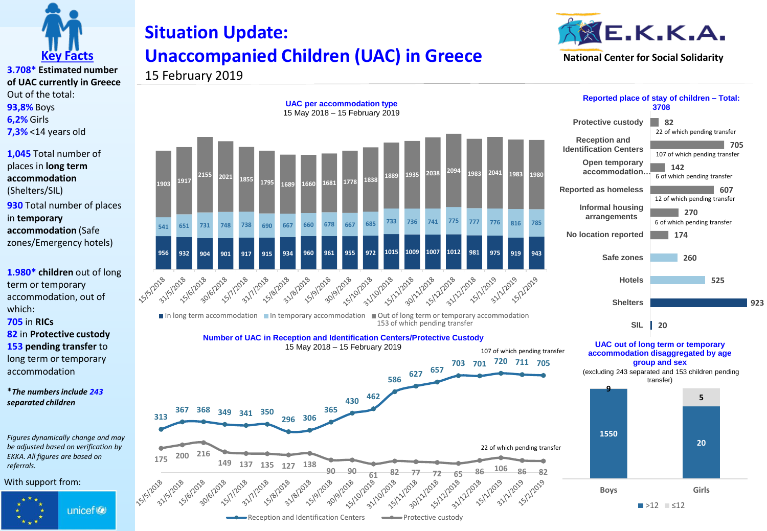# Situation Update: Unaccompanied Children (UAC) in Greece

15 February 2019

E.K.K.A. National Center for Social Solidarity

## Key Facts

**3.708*** **Estimated number of UAC currently in Greece**

Out of the total:

- **93,8%** Boys
- **6,2%** Girls
- **7,3%** <14 years old

**1,045** Total number of places in **long term accommodation** (Shelters/SIL)

**930** Total number of places in **temporary accommodation** (Safe zones/Emergency hotels)

**1.980*** **children** out of long term or temporary accommodation, out of which:

- **705** in **RICs**
- **82** in **Protective custody**
- **153 pending transfer** to long term or temporary accommodation

****The numbers include 243 separated children***

*Figures dynamically change and may be adjusted based on verification by EKKA. All figures are based on referrals.*

With support from: unicef

## UAC per accommodation type

15 May 2018 – 15 February 2019

| Date | In long term accommodation | In temporary accommodation | Out of long term or temporary accommodation |
|---|---|---|---|
| 15/5/2018 | 956 | 541 | 1903 |
| 31/5/2018 | 932 | 651 | 1917 |
| 15/6/2018 | 904 | 731 | 2155 |
| 30/6/2018 | 901 | 748 | 2021 |
| 15/7/2018 | 917 | 738 | 1855 |
| 31/7/2018 | 915 | 690 | 1795 |
| 15/8/2018 | 934 | 667 | 1689 |
| 31/8/2018 | 960 | 660 | 1660 |
| 15/9/2018 | 961 | 678 | 1681 |
| 30/9/2018 | 955 | 667 | 1778 |
| 15/10/2018 | 972 | 685 | 1838 |
| 31/10/2018 | 1015 | 733 | 1889 |
| 15/11/2018 | 1009 | 736 | 1935 |
| 30/11/2018 | 1007 | 741 | 2038 |
| 15/12/2018 | 1012 | 775 | 2094 |
| 31/12/2018 | 981 | 777 | 1983 |
| 15/1/2019 | 975 | 776 | 2041 |
| 31/1/2019 | 919 | 816 | 1983 |
| 15/2/2019 | 943 | 785 | 1980 |

Out of long term or temporary accommodation: 153 of which pending transfer

## Reported place of stay of children – Total: 3708

| Place of stay | Number | Note |
|---|---|---|
| Protective custody | 82 | 22 of which pending transfer |
| Reception and Identification Centers | 705 | 107 of which pending transfer |
| Open temporary accommodation… | 142 | 6 of which pending transfer |
| Reported as homeless | 607 | 12 of which pending transfer |
| Informal housing arrangements | 270 | 6 of which pending transfer |
| No location reported | 174 | |
| Safe zones | 260 | |
| Hotels | 525 | |
| Shelters | 923 | |
| SIL | 20 | |

## Number of UAC in Reception and Identification Centers/Protective Custody

15 May 2018 – 15 February 2019

| Date | Reception and Identification Centers | Protective custody |
|---|---|---|
| 15/5/2018 | 313 | 175 |
| 31/5/2018 | 367 | 200 |
| 15/6/2018 | 368 | 216 |
| 30/6/2018 | 349 | 149 |
| 15/7/2018 | 341 | 137 |
| 31/7/2018 | 350 | 135 |
| 15/8/2018 | 296 | 127 |
| 31/8/2018 | 306 | 138 |
| 15/9/2018 | 365 | 90 |
| 30/9/2018 | 430 | 90 |
| 15/10/2018 | 462 | 61 |
| 31/10/2018 | 586 | 82 |
| 15/11/2018 | 627 | 77 |
| 30/11/2018 | 657 | 72 |
| 15/12/2018 | 703 | 65 |
| 31/12/2018 | 701 | 86 |
| 15/1/2019 | 720 | 106 |
| 31/1/2019 | 711 | 86 |
| 15/2/2019 | 705 | 82 |

Reception and Identification Centers (15/2/2019): 107 of which pending transfer

Protective custody (15/2/2019): 22 of which pending transfer

## UAC out of long term or temporary accommodation disaggregated by age group and sex

(excluding 243 separated and 153 children pending transfer)

| | >12 | ≤12 |
|---|---|---|
| Boys | 1550 | 9 |
| Girls | 20 | 5 |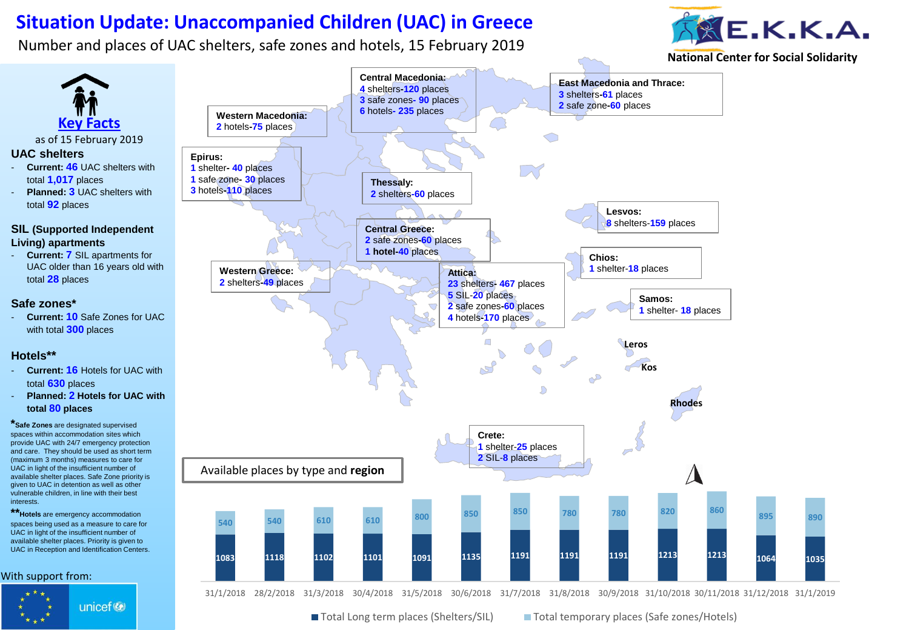# Situation Update: Unaccompanied Children (UAC) in Greece

Number and places of UAC shelters, safe zones and hotels, 15 February 2019

E.K.K.A. National Center for Social Solidarity

## Key Facts

as of 15 February 2019

### UAC shelters

- **Current: 46** UAC shelters with total **1,017** places
- **Planned: 3** UAC shelters with total **92** places

### SIL (Supported Independent Living) apartments

- **Current: 7** SIL apartments for UAC older than 16 years old with total **28** places

### Safe zones*

- **Current: 10** Safe Zones for UAC with total **300** places

### Hotels**

- **Current: 16** Hotels for UAC with total **630** places
- **Planned: 2 Hotels for UAC with total 80 places**

***Safe Zones** are designated supervised spaces within accommodation sites which provide UAC with 24/7 emergency protection and care. They should be used as short term (maximum 3 months) measures to care for UAC in light of the insufficient number of available shelter places. Safe Zone priority is given to UAC in detention as well as other vulnerable children, in line with their best interests.

****Hotels** are emergency accommodation spaces being used as a measure to care for UAC in light of the insufficient number of available shelter places. Priority is given to UAC in Reception and Identification Centers.

With support from: unicef

**Western Macedonia:**
2 hotels-75 places

**Central Macedonia:**
4 shelters-120 places
3 safe zones- 90 places
6 hotels- 235 places

**East Macedonia and Thrace:**
3 shelters-61 places
2 safe zone-60 places

**Epirus:**
1 shelter- 40 places
1 safe zone- 30 places
3 hotels-110 places

**Thessaly:**
2 shelters-60 places

**Lesvos:**
8 shelters-159 places

**Central Greece:**
2 safe zones-60 places
1 hotel-40 places

**Chios:**
1 shelter-18 places

**Western Greece:**
2 shelters-49 places

**Attica:**
23 shelters- 467 places
5 SIL-20 places
2 safe zones-60 places
4 hotels-170 places

**Samos:**
1 shelter- 18 places

Leros, Kos, Rhodes

**Crete:**
1 shelter-25 places
2 SIL-8 places

## Available places by type and region

| Date | Total Long term places (Shelters/SIL) | Total temporary places (Safe zones/Hotels) |
|---|---|---|
| 31/1/2018 | 1083 | 540 |
| 28/2/2018 | 1118 | 540 |
| 31/3/2018 | 1102 | 610 |
| 30/4/2018 | 1101 | 610 |
| 31/5/2018 | 1091 | 800 |
| 30/6/2018 | 1135 | 850 |
| 31/7/2018 | 1191 | 850 |
| 31/8/2018 | 1191 | 780 |
| 30/9/2018 | 1191 | 780 |
| 31/10/2018 | 1213 | 820 |
| 30/11/2018 | 1213 | 860 |
| 31/12/2018 | 1064 | 895 |
| 31/1/2019 | 1035 | 890 |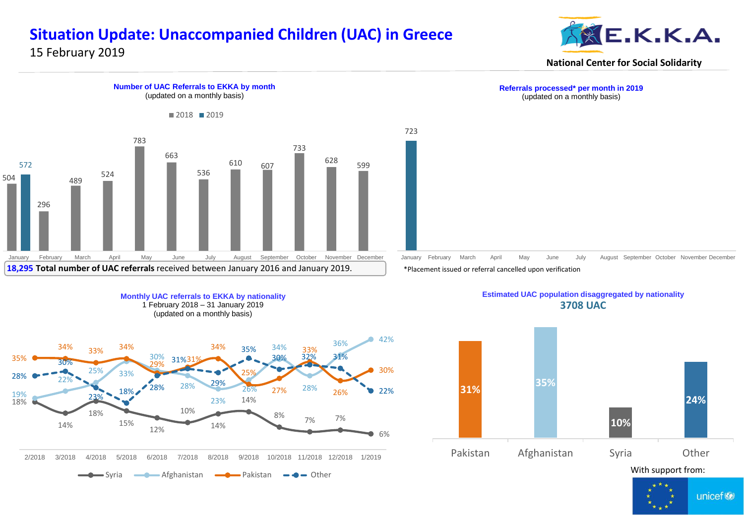# Situation Update: Unaccompanied Children (UAC) in Greece

15 February 2019

E.K.K.A.

National Center for Social Solidarity

## Number of UAC Referrals to EKKA by month

(updated on a monthly basis)

2018 2019

January: 504, 572
February: 296
March: 489
April: 524
May: 783
June: 663
July: 536
August: 610
September: 607
October: 733
November: 628
December: 599

**18,295 Total number of UAC referrals** received between January 2016 and January 2019.

## Referrals processed* per month in 2019

(updated on a monthly basis)

723

January February March April May June July August September October November December

*Placement issued or referral cancelled upon verification

## Monthly UAC referrals to EKKA by nationality

1 February 2018 – 31 January 2019

(updated on a monthly basis)

2/2018 3/2018 4/2018 5/2018 6/2018 7/2018 8/2018 9/2018 10/2018 11/2018 12/2018 1/2019

Syria: 18% 14% 18% 15% 12% 10% 14% 14% 8% 7% 7% 6%

Afghanistan: 19% 22% 25% 33% 30% 28% 23% 26% 34% 28% 36% 42%

Pakistan: 35% 34% 33% 34% 29% 31% 34% 25% 27% 33% 26% 30%

Other: 28% 30% 23% 18% 28% 31% 29% 35% 30% 32% 31% 22%

Syria, Afghanistan, Pakistan, Other

## Estimated UAC population disaggregated by nationality

**3708 UAC**

Pakistan 31%
Afghanistan 35%
Syria 10%
Other 24%

With support from:

unicef